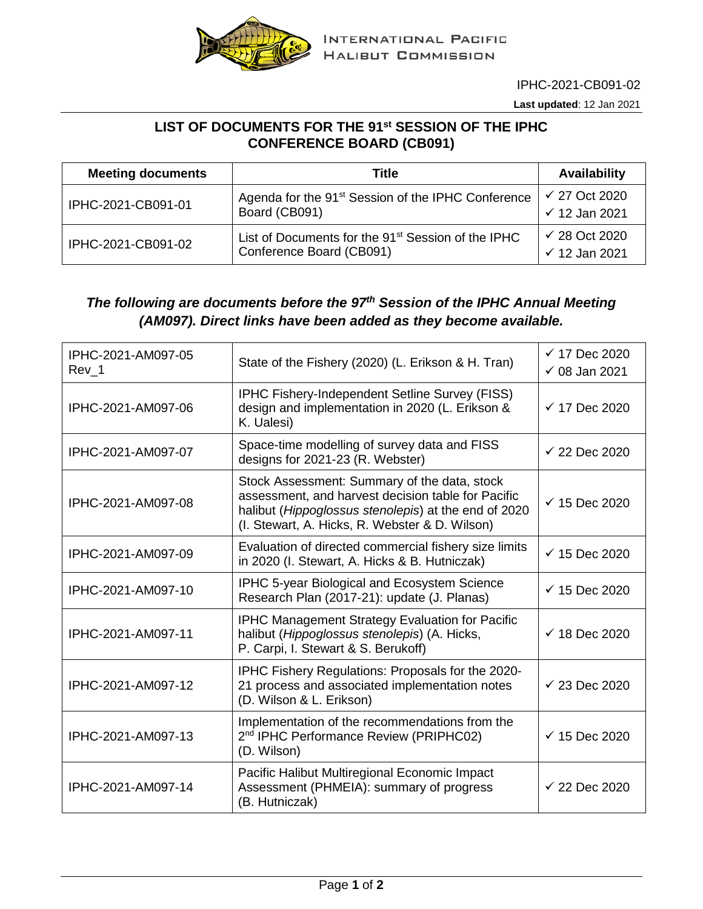INTERNATIONAL PACIFIC HALIBUT COMMISSION

IPHC-2021-CB091-02

**Last updated**: 12 Jan 2021

## LIST OF DOCUMENTS FOR THE 91st SESSION OF THE IPHC CONFERENCE BOARD (CB091)

| Meeting documents | Title | Availability |
|---|---|---|
| IPHC-2021-CB091-01 | Agenda for the 91st Session of the IPHC Conference Board (CB091) | ✓ 27 Oct 2020<br>✓ 12 Jan 2021 |
| IPHC-2021-CB091-02 | List of Documents for the 91st Session of the IPHC Conference Board (CB091) | ✓ 28 Oct 2020<br>✓ 12 Jan 2021 |

### *The following are documents before the 97th Session of the IPHC Annual Meeting (AM097). Direct links have been added as they become available.*

| | | |
|---|---|---|
| IPHC-2021-AM097-05 Rev_1 | State of the Fishery (2020) (L. Erikson & H. Tran) | ✓ 17 Dec 2020<br>✓ 08 Jan 2021 |
| IPHC-2021-AM097-06 | IPHC Fishery-Independent Setline Survey (FISS) design and implementation in 2020 (L. Erikson & K. Ualesi) | ✓ 17 Dec 2020 |
| IPHC-2021-AM097-07 | Space-time modelling of survey data and FISS designs for 2021-23 (R. Webster) | ✓ 22 Dec 2020 |
| IPHC-2021-AM097-08 | Stock Assessment: Summary of the data, stock assessment, and harvest decision table for Pacific halibut (*Hippoglossus stenolepis*) at the end of 2020 (I. Stewart, A. Hicks, R. Webster & D. Wilson) | ✓ 15 Dec 2020 |
| IPHC-2021-AM097-09 | Evaluation of directed commercial fishery size limits in 2020 (I. Stewart, A. Hicks & B. Hutniczak) | ✓ 15 Dec 2020 |
| IPHC-2021-AM097-10 | IPHC 5-year Biological and Ecosystem Science Research Plan (2017-21): update (J. Planas) | ✓ 15 Dec 2020 |
| IPHC-2021-AM097-11 | IPHC Management Strategy Evaluation for Pacific halibut (*Hippoglossus stenolepis*) (A. Hicks, P. Carpi, I. Stewart & S. Berukoff) | ✓ 18 Dec 2020 |
| IPHC-2021-AM097-12 | IPHC Fishery Regulations: Proposals for the 2020-21 process and associated implementation notes (D. Wilson & L. Erikson) | ✓ 23 Dec 2020 |
| IPHC-2021-AM097-13 | Implementation of the recommendations from the 2nd IPHC Performance Review (PRIPHC02) (D. Wilson) | ✓ 15 Dec 2020 |
| IPHC-2021-AM097-14 | Pacific Halibut Multiregional Economic Impact Assessment (PHMEIA): summary of progress (B. Hutniczak) | ✓ 22 Dec 2020 |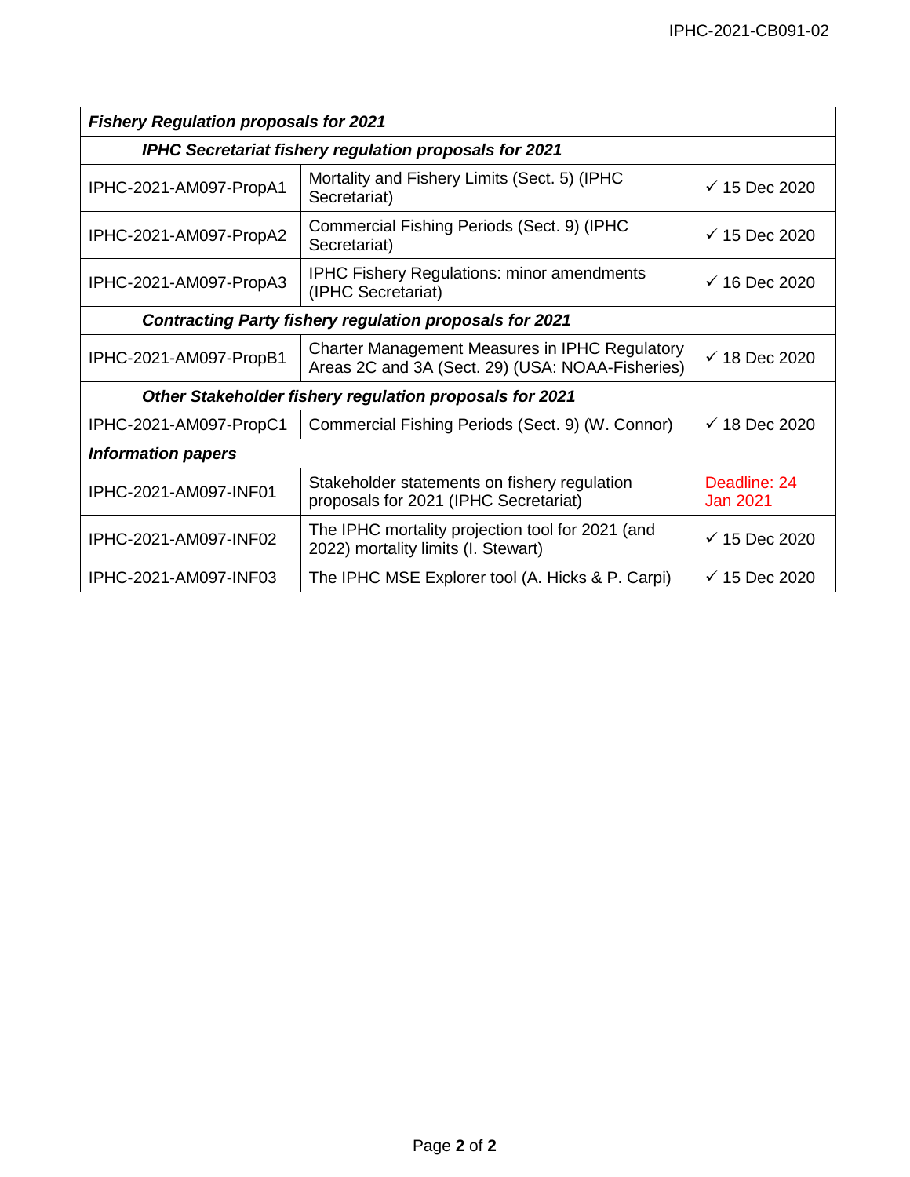| | | |
|---|---|---|
| ***Fishery Regulation proposals for 2021*** | | |
| ***IPHC Secretariat fishery regulation proposals for 2021*** | | |
| IPHC-2021-AM097-PropA1 | Mortality and Fishery Limits (Sect. 5) (IPHC Secretariat) | ✓ 15 Dec 2020 |
| IPHC-2021-AM097-PropA2 | Commercial Fishing Periods (Sect. 9) (IPHC Secretariat) | ✓ 15 Dec 2020 |
| IPHC-2021-AM097-PropA3 | IPHC Fishery Regulations: minor amendments (IPHC Secretariat) | ✓ 16 Dec 2020 |
| ***Contracting Party fishery regulation proposals for 2021*** | | |
| IPHC-2021-AM097-PropB1 | Charter Management Measures in IPHC Regulatory Areas 2C and 3A (Sect. 29) (USA: NOAA-Fisheries) | ✓ 18 Dec 2020 |
| ***Other Stakeholder fishery regulation proposals for 2021*** | | |
| IPHC-2021-AM097-PropC1 | Commercial Fishing Periods (Sect. 9) (W. Connor) | ✓ 18 Dec 2020 |
| ***Information papers*** | | |
| IPHC-2021-AM097-INF01 | Stakeholder statements on fishery regulation proposals for 2021 (IPHC Secretariat) | Deadline: 24 Jan 2021 |
| IPHC-2021-AM097-INF02 | The IPHC mortality projection tool for 2021 (and 2022) mortality limits (I. Stewart) | ✓ 15 Dec 2020 |
| IPHC-2021-AM097-INF03 | The IPHC MSE Explorer tool (A. Hicks & P. Carpi) | ✓ 15 Dec 2020 |